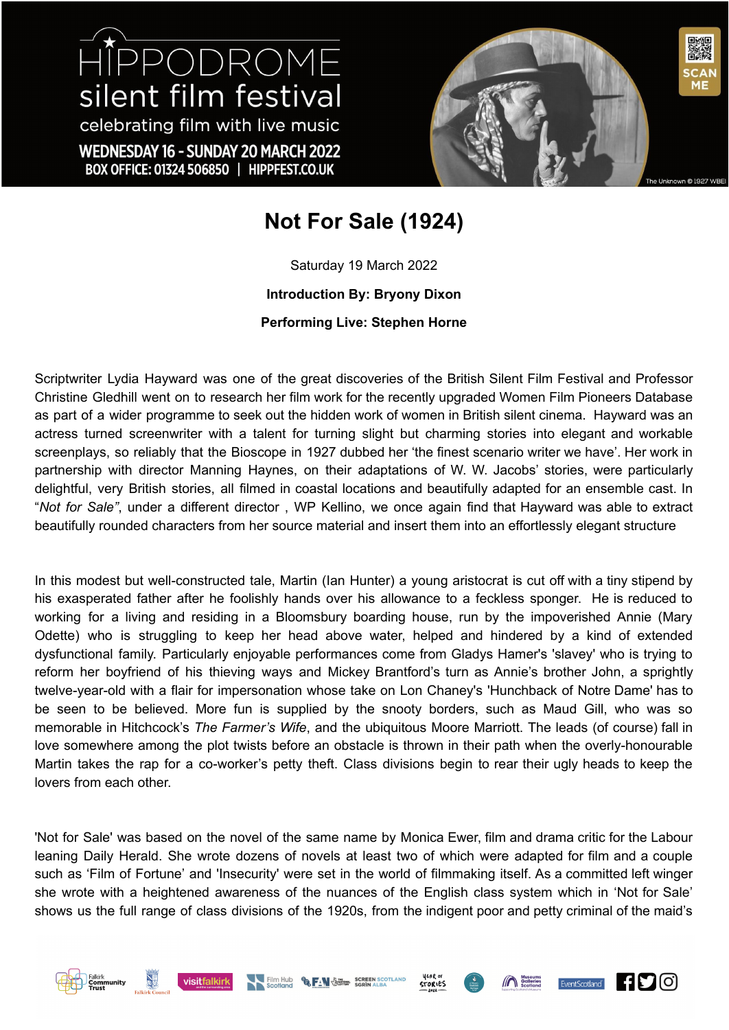HIPPODROME silent film festival

celebrating film with live music

WEDNESDAY 16 - SUNDAY 20 MARCH 2022

BOX OFFICE: 01324 506850 | HIPPFEST.CO.UK

SCAN ME

The Unknown © 1927 WBEI

# Not For Sale (1924)

Saturday 19 March 2022

**Introduction By: Bryony Dixon**

**Performing Live: Stephen Horne**

Scriptwriter Lydia Hayward was one of the great discoveries of the British Silent Film Festival and Professor Christine Gledhill went on to research her film work for the recently upgraded Women Film Pioneers Database as part of a wider programme to seek out the hidden work of women in British silent cinema. Hayward was an actress turned screenwriter with a talent for turning slight but charming stories into elegant and workable screenplays, so reliably that the Bioscope in 1927 dubbed her 'the finest scenario writer we have'. Her work in partnership with director Manning Haynes, on their adaptations of W. W. Jacobs' stories, were particularly delightful, very British stories, all filmed in coastal locations and beautifully adapted for an ensemble cast. In "*Not for Sale*", under a different director , WP Kellino, we once again find that Hayward was able to extract beautifully rounded characters from her source material and insert them into an effortlessly elegant structure

In this modest but well-constructed tale, Martin (Ian Hunter) a young aristocrat is cut off with a tiny stipend by his exasperated father after he foolishly hands over his allowance to a feckless sponger. He is reduced to working for a living and residing in a Bloomsbury boarding house, run by the impoverished Annie (Mary Odette) who is struggling to keep her head above water, helped and hindered by a kind of extended dysfunctional family. Particularly enjoyable performances come from Gladys Hamer's 'slavey' who is trying to reform her boyfriend of his thieving ways and Mickey Brantford's turn as Annie's brother John, a sprightly twelve-year-old with a flair for impersonation whose take on Lon Chaney's 'Hunchback of Notre Dame' has to be seen to be believed. More fun is supplied by the snooty borders, such as Maud Gill, who was so memorable in Hitchcock's *The Farmer's Wife*, and the ubiquitous Moore Marriott. The leads (of course) fall in love somewhere among the plot twists before an obstacle is thrown in their path when the overly-honourable Martin takes the rap for a co-worker's petty theft. Class divisions begin to rear their ugly heads to keep the lovers from each other.

'Not for Sale' was based on the novel of the same name by Monica Ewer, film and drama critic for the Labour leaning Daily Herald. She wrote dozens of novels at least two of which were adapted for film and a couple such as 'Film of Fortune' and 'Insecurity' were set in the world of filmmaking itself. As a committed left winger she wrote with a heightened awareness of the nuances of the English class system which in 'Not for Sale' shows us the full range of class divisions of the 1920s, from the indigent poor and petty criminal of the maid's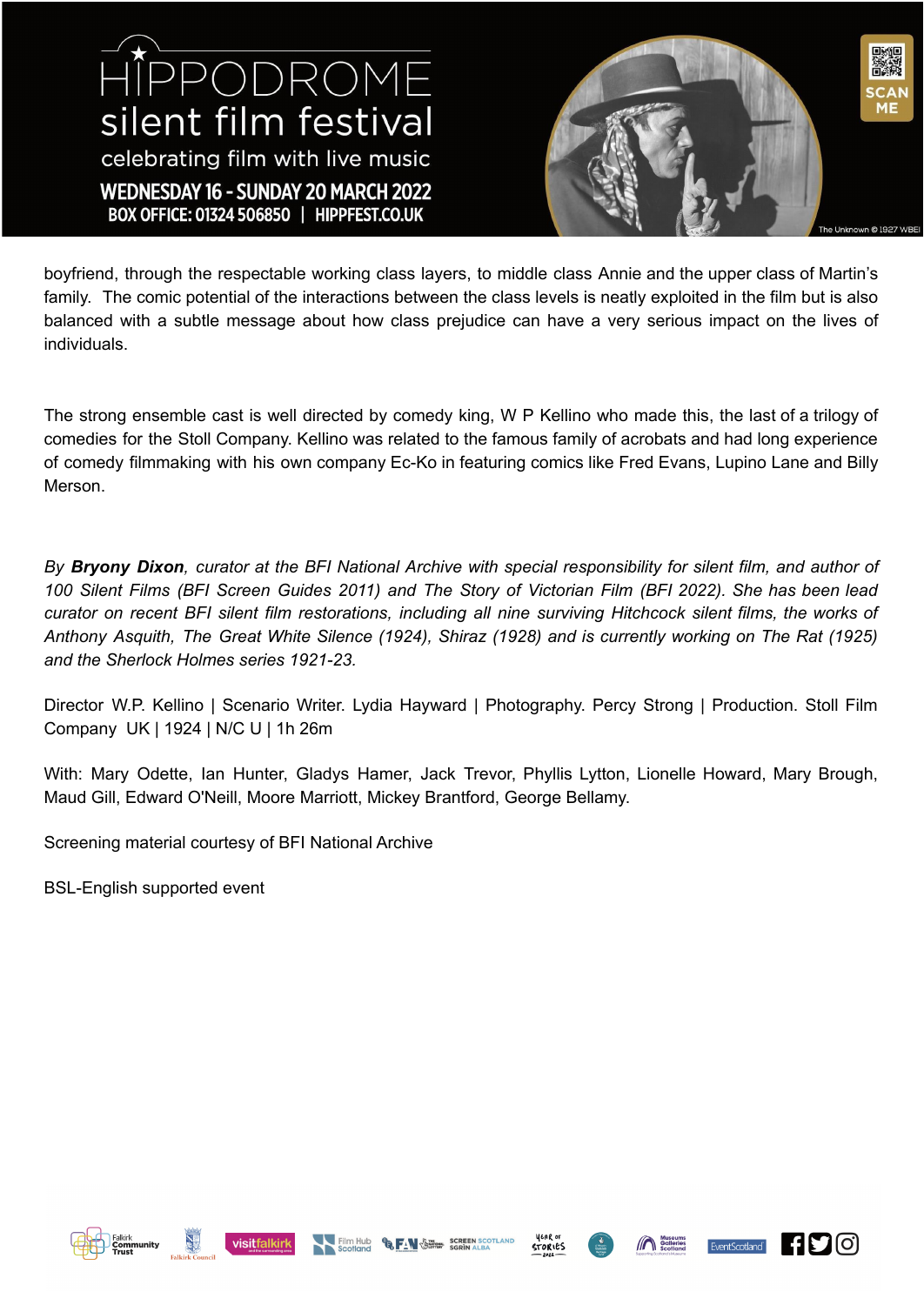boyfriend, through the respectable working class layers, to middle class Annie and the upper class of Martin's family. The comic potential of the interactions between the class levels is neatly exploited in the film but is also balanced with a subtle message about how class prejudice can have a very serious impact on the lives of individuals.

The strong ensemble cast is well directed by comedy king, W P Kellino who made this, the last of a trilogy of comedies for the Stoll Company. Kellino was related to the famous family of acrobats and had long experience of comedy filmmaking with his own company Ec-Ko in featuring comics like Fred Evans, Lupino Lane and Billy Merson.

*By **Bryony Dixon**, curator at the BFI National Archive with special responsibility for silent film, and author of 100 Silent Films (BFI Screen Guides 2011) and The Story of Victorian Film (BFI 2022). She has been lead curator on recent BFI silent film restorations, including all nine surviving Hitchcock silent films, the works of Anthony Asquith, The Great White Silence (1924), Shiraz (1928) and is currently working on The Rat (1925) and the Sherlock Holmes series 1921-23.*

Director W.P. Kellino | Scenario Writer. Lydia Hayward | Photography. Percy Strong | Production. Stoll Film Company UK | 1924 | N/C U | 1h 26m

With: Mary Odette, Ian Hunter, Gladys Hamer, Jack Trevor, Phyllis Lytton, Lionelle Howard, Mary Brough, Maud Gill, Edward O'Neill, Moore Marriott, Mickey Brantford, George Bellamy.

Screening material courtesy of BFI National Archive

BSL-English supported event